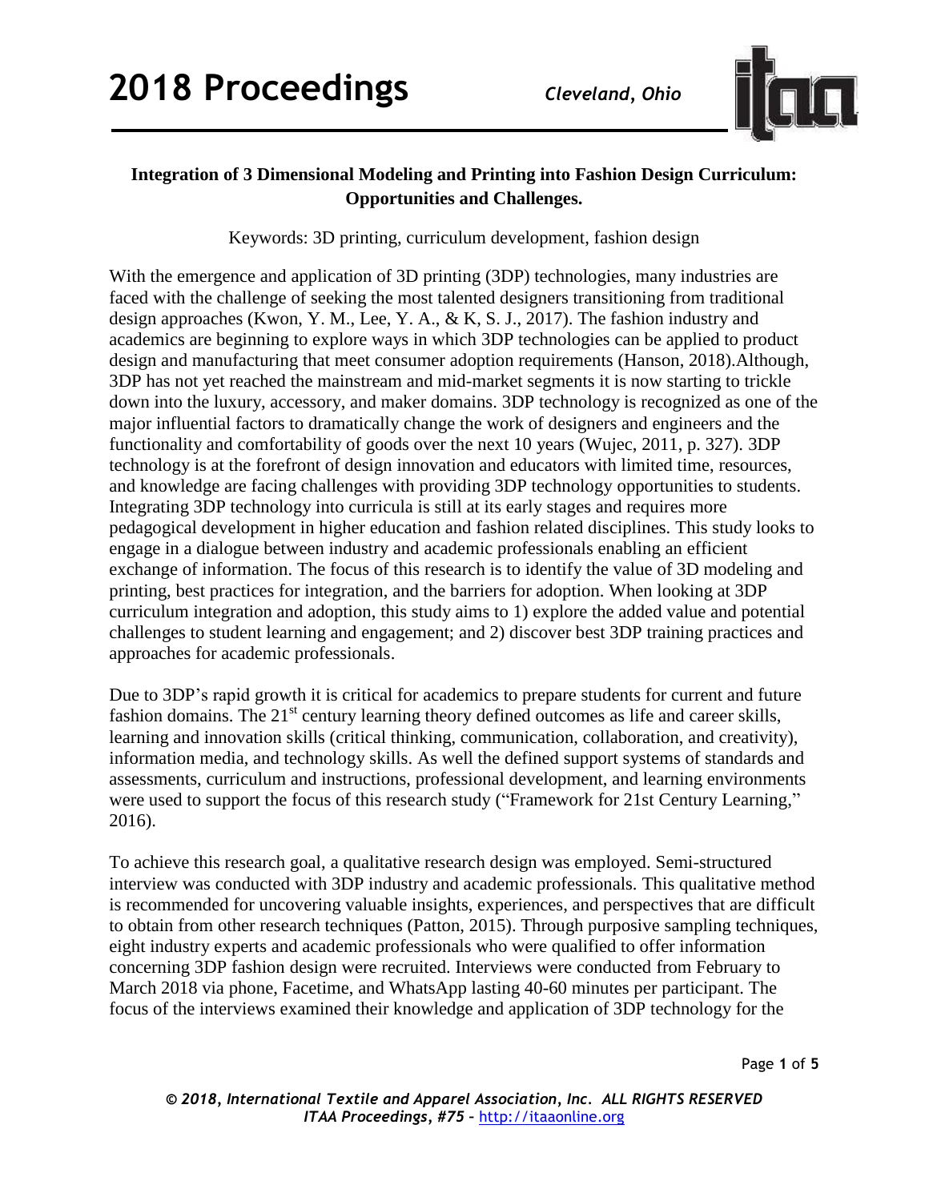**Integration of 3 Dimensional Modeling and Printing into Fashion Design Curriculum: Opportunities and Challenges.**

Keywords: 3D printing, curriculum development, fashion design

With the emergence and application of 3D printing (3DP) technologies, many industries are faced with the challenge of seeking the most talented designers transitioning from traditional design approaches (Kwon, Y. M., Lee, Y. A., & K, S. J., 2017). The fashion industry and academics are beginning to explore ways in which 3DP technologies can be applied to product design and manufacturing that meet consumer adoption requirements (Hanson, 2018).Although, 3DP has not yet reached the mainstream and mid-market segments it is now starting to trickle down into the luxury, accessory, and maker domains. 3DP technology is recognized as one of the major influential factors to dramatically change the work of designers and engineers and the functionality and comfortability of goods over the next 10 years (Wujec, 2011, p. 327). 3DP technology is at the forefront of design innovation and educators with limited time, resources, and knowledge are facing challenges with providing 3DP technology opportunities to students. Integrating 3DP technology into curricula is still at its early stages and requires more pedagogical development in higher education and fashion related disciplines. This study looks to engage in a dialogue between industry and academic professionals enabling an efficient exchange of information. The focus of this research is to identify the value of 3D modeling and printing, best practices for integration, and the barriers for adoption. When looking at 3DP curriculum integration and adoption, this study aims to 1) explore the added value and potential challenges to student learning and engagement; and 2) discover best 3DP training practices and approaches for academic professionals.

Due to 3DP's rapid growth it is critical for academics to prepare students for current and future fashion domains. The 21st century learning theory defined outcomes as life and career skills, learning and innovation skills (critical thinking, communication, collaboration, and creativity), information media, and technology skills. As well the defined support systems of standards and assessments, curriculum and instructions, professional development, and learning environments were used to support the focus of this research study ("Framework for 21st Century Learning," 2016).

To achieve this research goal, a qualitative research design was employed. Semi-structured interview was conducted with 3DP industry and academic professionals. This qualitative method is recommended for uncovering valuable insights, experiences, and perspectives that are difficult to obtain from other research techniques (Patton, 2015). Through purposive sampling techniques, eight industry experts and academic professionals who were qualified to offer information concerning 3DP fashion design were recruited. Interviews were conducted from February to March 2018 via phone, Facetime, and WhatsApp lasting 40-60 minutes per participant. The focus of the interviews examined their knowledge and application of 3DP technology for the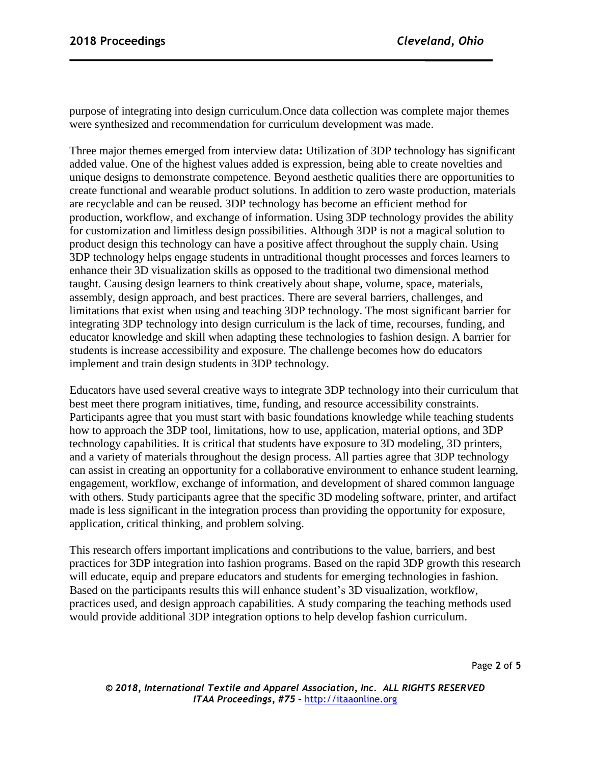purpose of integrating into design curriculum.Once data collection was complete major themes were synthesized and recommendation for curriculum development was made.

Three major themes emerged from interview data**:** Utilization of 3DP technology has significant added value. One of the highest values added is expression, being able to create novelties and unique designs to demonstrate competence. Beyond aesthetic qualities there are opportunities to create functional and wearable product solutions. In addition to zero waste production, materials are recyclable and can be reused. 3DP technology has become an efficient method for production, workflow, and exchange of information. Using 3DP technology provides the ability for customization and limitless design possibilities. Although 3DP is not a magical solution to product design this technology can have a positive affect throughout the supply chain. Using 3DP technology helps engage students in untraditional thought processes and forces learners to enhance their 3D visualization skills as opposed to the traditional two dimensional method taught. Causing design learners to think creatively about shape, volume, space, materials, assembly, design approach, and best practices. There are several barriers, challenges, and limitations that exist when using and teaching 3DP technology. The most significant barrier for integrating 3DP technology into design curriculum is the lack of time, recourses, funding, and educator knowledge and skill when adapting these technologies to fashion design. A barrier for students is increase accessibility and exposure. The challenge becomes how do educators implement and train design students in 3DP technology.

Educators have used several creative ways to integrate 3DP technology into their curriculum that best meet there program initiatives, time, funding, and resource accessibility constraints. Participants agree that you must start with basic foundations knowledge while teaching students how to approach the 3DP tool, limitations, how to use, application, material options, and 3DP technology capabilities. It is critical that students have exposure to 3D modeling, 3D printers, and a variety of materials throughout the design process. All parties agree that 3DP technology can assist in creating an opportunity for a collaborative environment to enhance student learning, engagement, workflow, exchange of information, and development of shared common language with others. Study participants agree that the specific 3D modeling software, printer, and artifact made is less significant in the integration process than providing the opportunity for exposure, application, critical thinking, and problem solving.

This research offers important implications and contributions to the value, barriers, and best practices for 3DP integration into fashion programs. Based on the rapid 3DP growth this research will educate, equip and prepare educators and students for emerging technologies in fashion. Based on the participants results this will enhance student's 3D visualization, workflow, practices used, and design approach capabilities. A study comparing the teaching methods used would provide additional 3DP integration options to help develop fashion curriculum.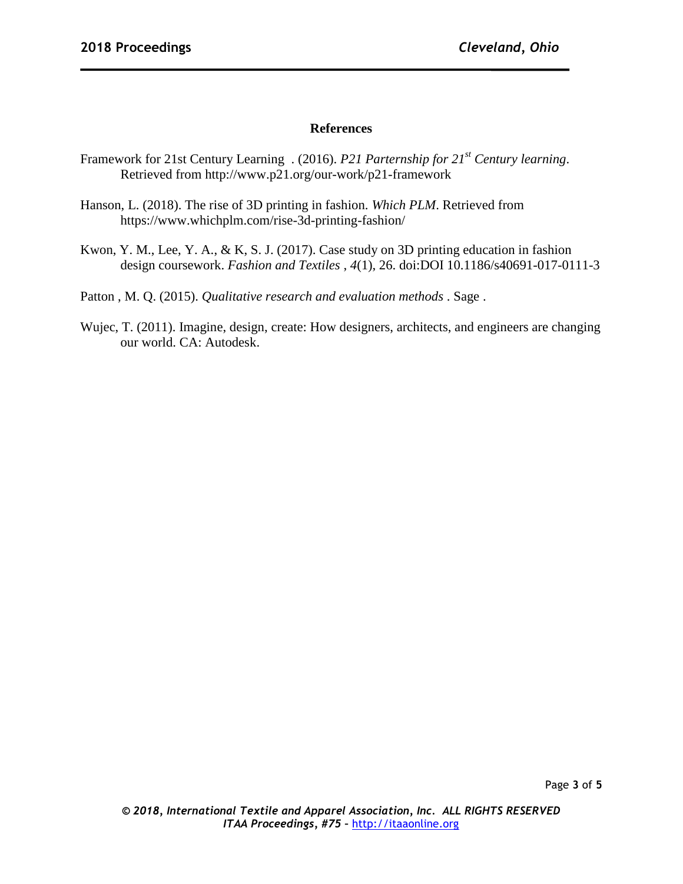## References

Framework for 21st Century Learning . (2016). *P21 Parternship for 21st Century learning*. Retrieved from http://www.p21.org/our-work/p21-framework

Hanson, L. (2018). The rise of 3D printing in fashion. *Which PLM*. Retrieved from https://www.whichplm.com/rise-3d-printing-fashion/

Kwon, Y. M., Lee, Y. A., & K, S. J. (2017). Case study on 3D printing education in fashion design coursework. *Fashion and Textiles* , *4*(1), 26. doi:DOI 10.1186/s40691-017-0111-3

Patton , M. Q. (2015). *Qualitative research and evaluation methods* . Sage .

Wujec, T. (2011). Imagine, design, create: How designers, architects, and engineers are changing our world. CA: Autodesk.